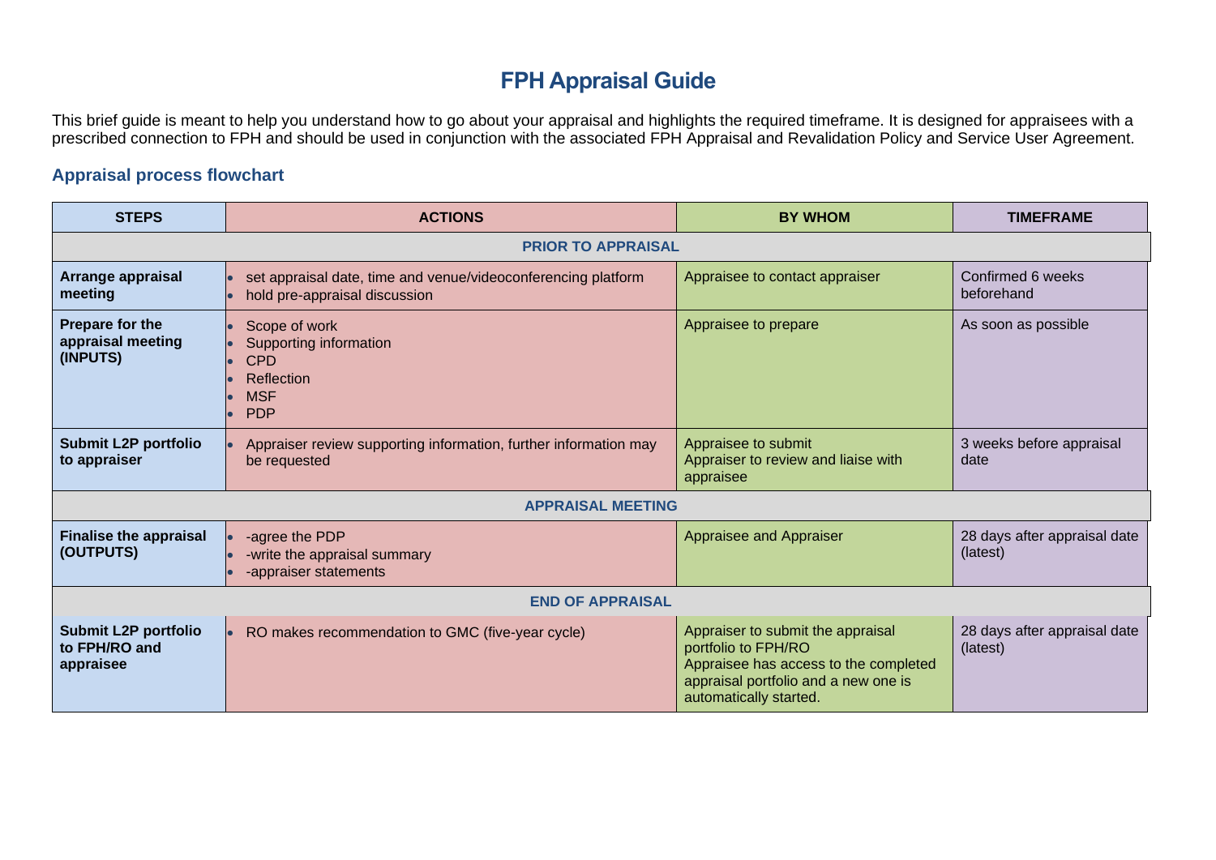# FPH Appraisal Guide

This brief guide is meant to help you understand how to go about your appraisal and highlights the required timeframe. It is designed for appraisees with a prescribed connection to FPH and should be used in conjunction with the associated FPH Appraisal and Revalidation Policy and Service User Agreement.

## Appraisal process flowchart

| STEPS | ACTIONS | BY WHOM | TIMEFRAME |
|---|---|---|---|
| **PRIOR TO APPRAISAL** | | | |
| **Arrange appraisal meeting** | • set appraisal date, time and venue/videoconferencing platform<br>• hold pre-appraisal discussion | Appraisee to contact appraiser | Confirmed 6 weeks beforehand |
| **Prepare for the appraisal meeting (INPUTS)** | • Scope of work<br>• Supporting information<br>• CPD<br>• Reflection<br>• MSF<br>• PDP | Appraisee to prepare | As soon as possible |
| **Submit L2P portfolio to appraiser** | • Appraiser review supporting information, further information may be requested | Appraisee to submit<br>Appraiser to review and liaise with appraisee | 3 weeks before appraisal date |
| **APPRAISAL MEETING** | | | |
| **Finalise the appraisal (OUTPUTS)** | • -agree the PDP<br>• -write the appraisal summary<br>• -appraiser statements | Appraisee and Appraiser | 28 days after appraisal date (latest) |
| **END OF APPRAISAL** | | | |
| **Submit L2P portfolio to FPH/RO and appraisee** | • RO makes recommendation to GMC (five-year cycle) | Appraiser to submit the appraisal portfolio to FPH/RO<br>Appraisee has access to the completed appraisal portfolio and a new one is automatically started. | 28 days after appraisal date (latest) |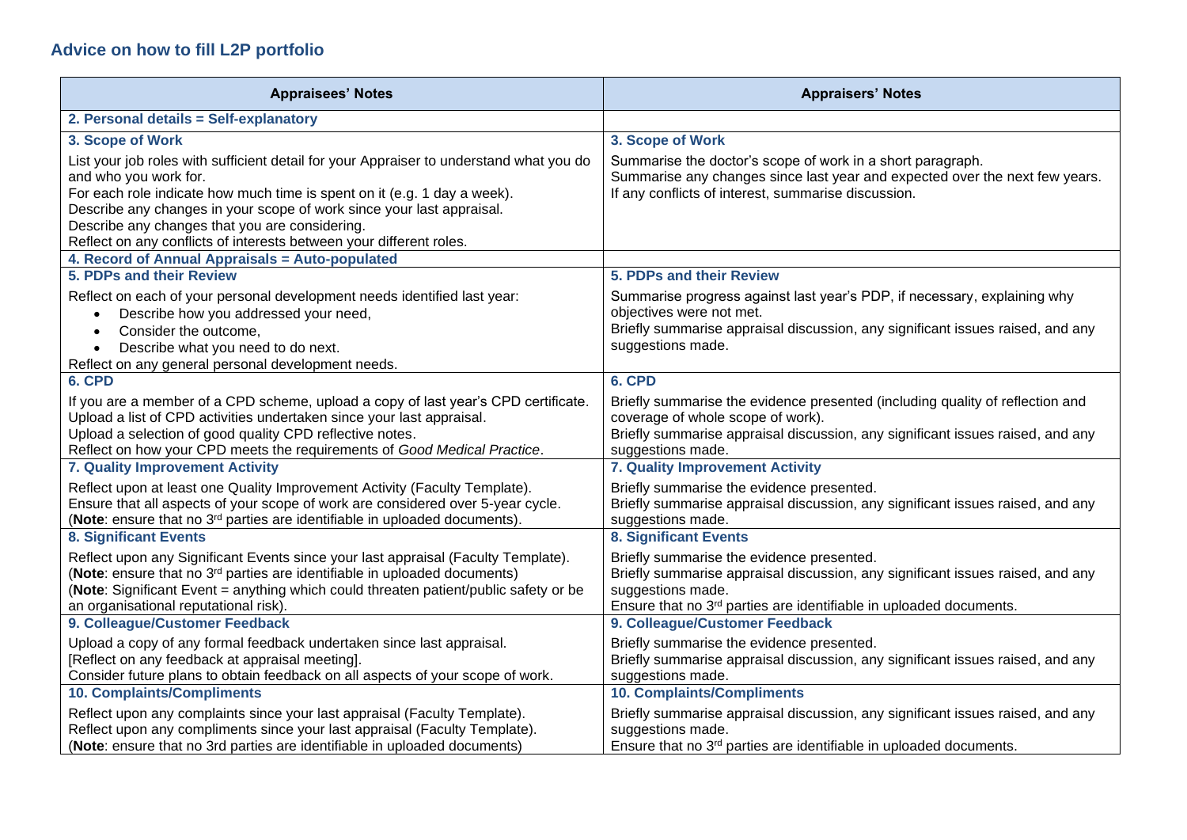## Advice on how to fill L2P portfolio

| Appraisees' Notes | Appraisers' Notes |
|---|---|
| **2. Personal details = Self-explanatory** | |
| **3. Scope of Work**<br><br>List your job roles with sufficient detail for your Appraiser to understand what you do and who you work for.<br>For each role indicate how much time is spent on it (e.g. 1 day a week).<br>Describe any changes in your scope of work since your last appraisal.<br>Describe any changes that you are considering.<br>Reflect on any conflicts of interests between your different roles. | **3. Scope of Work**<br><br>Summarise the doctor's scope of work in a short paragraph.<br>Summarise any changes since last year and expected over the next few years.<br>If any conflicts of interest, summarise discussion. |
| **4. Record of Annual Appraisals = Auto-populated** | |
| **5. PDPs and their Review**<br><br>Reflect on each of your personal development needs identified last year:<br>• Describe how you addressed your need,<br>• Consider the outcome,<br>• Describe what you need to do next.<br>Reflect on any general personal development needs. | **5. PDPs and their Review**<br><br>Summarise progress against last year's PDP, if necessary, explaining why objectives were not met.<br>Briefly summarise appraisal discussion, any significant issues raised, and any suggestions made. |
| **6. CPD**<br><br>If you are a member of a CPD scheme, upload a copy of last year's CPD certificate.<br>Upload a list of CPD activities undertaken since your last appraisal.<br>Upload a selection of good quality CPD reflective notes.<br>Reflect on how your CPD meets the requirements of *Good Medical Practice*. | **6. CPD**<br><br>Briefly summarise the evidence presented (including quality of reflection and coverage of whole scope of work).<br>Briefly summarise appraisal discussion, any significant issues raised, and any suggestions made. |
| **7. Quality Improvement Activity**<br><br>Reflect upon at least one Quality Improvement Activity (Faculty Template).<br>Ensure that all aspects of your scope of work are considered over 5-year cycle.<br>(**Note**: ensure that no 3rd parties are identifiable in uploaded documents). | **7. Quality Improvement Activity**<br><br>Briefly summarise the evidence presented.<br>Briefly summarise appraisal discussion, any significant issues raised, and any suggestions made. |
| **8. Significant Events**<br><br>Reflect upon any Significant Events since your last appraisal (Faculty Template).<br>(**Note**: ensure that no 3rd parties are identifiable in uploaded documents)<br>(**Note**: Significant Event = anything which could threaten patient/public safety or be an organisational reputational risk). | **8. Significant Events**<br><br>Briefly summarise the evidence presented.<br>Briefly summarise appraisal discussion, any significant issues raised, and any suggestions made.<br>Ensure that no 3rd parties are identifiable in uploaded documents. |
| **9. Colleague/Customer Feedback**<br><br>Upload a copy of any formal feedback undertaken since last appraisal.<br>[Reflect on any feedback at appraisal meeting].<br>Consider future plans to obtain feedback on all aspects of your scope of work. | **9. Colleague/Customer Feedback**<br><br>Briefly summarise the evidence presented.<br>Briefly summarise appraisal discussion, any significant issues raised, and any suggestions made. |
| **10. Complaints/Compliments**<br><br>Reflect upon any complaints since your last appraisal (Faculty Template).<br>Reflect upon any compliments since your last appraisal (Faculty Template).<br>(**Note**: ensure that no 3rd parties are identifiable in uploaded documents) | **10. Complaints/Compliments**<br><br>Briefly summarise appraisal discussion, any significant issues raised, and any suggestions made.<br>Ensure that no 3rd parties are identifiable in uploaded documents. |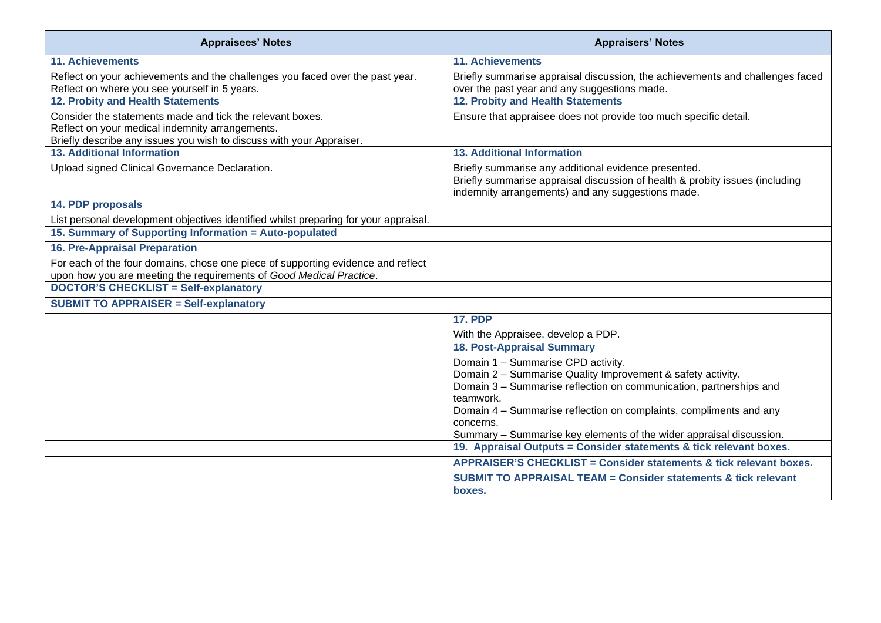| Appraisees' Notes | Appraisers' Notes |
|---|---|
| **11. Achievements**<br>Reflect on your achievements and the challenges you faced over the past year.<br>Reflect on where you see yourself in 5 years. | **11. Achievements**<br>Briefly summarise appraisal discussion, the achievements and challenges faced over the past year and any suggestions made. |
| **12. Probity and Health Statements**<br>Consider the statements made and tick the relevant boxes.<br>Reflect on your medical indemnity arrangements.<br>Briefly describe any issues you wish to discuss with your Appraiser. | **12. Probity and Health Statements**<br>Ensure that appraisee does not provide too much specific detail. |
| **13. Additional Information**<br>Upload signed Clinical Governance Declaration. | **13. Additional Information**<br>Briefly summarise any additional evidence presented.<br>Briefly summarise appraisal discussion of health & probity issues (including indemnity arrangements) and any suggestions made. |
| **14. PDP proposals**<br>List personal development objectives identified whilst preparing for your appraisal. | |
| **15. Summary of Supporting Information = Auto-populated** | |
| **16. Pre-Appraisal Preparation**<br>For each of the four domains, chose one piece of supporting evidence and reflect upon how you are meeting the requirements of *Good Medical Practice*. | |
| **DOCTOR'S CHECKLIST = Self-explanatory** | |
| **SUBMIT TO APPRAISER = Self-explanatory** | |
| | **17. PDP**<br>With the Appraisee, develop a PDP. |
| | **18. Post-Appraisal Summary**<br>Domain 1 – Summarise CPD activity.<br>Domain 2 – Summarise Quality Improvement & safety activity.<br>Domain 3 – Summarise reflection on communication, partnerships and teamwork.<br>Domain 4 – Summarise reflection on complaints, compliments and any concerns.<br>Summary – Summarise key elements of the wider appraisal discussion. |
| | **19. Appraisal Outputs = Consider statements & tick relevant boxes.** |
| | **APPRAISER'S CHECKLIST = Consider statements & tick relevant boxes.** |
| | **SUBMIT TO APPRAISAL TEAM = Consider statements & tick relevant boxes.** |